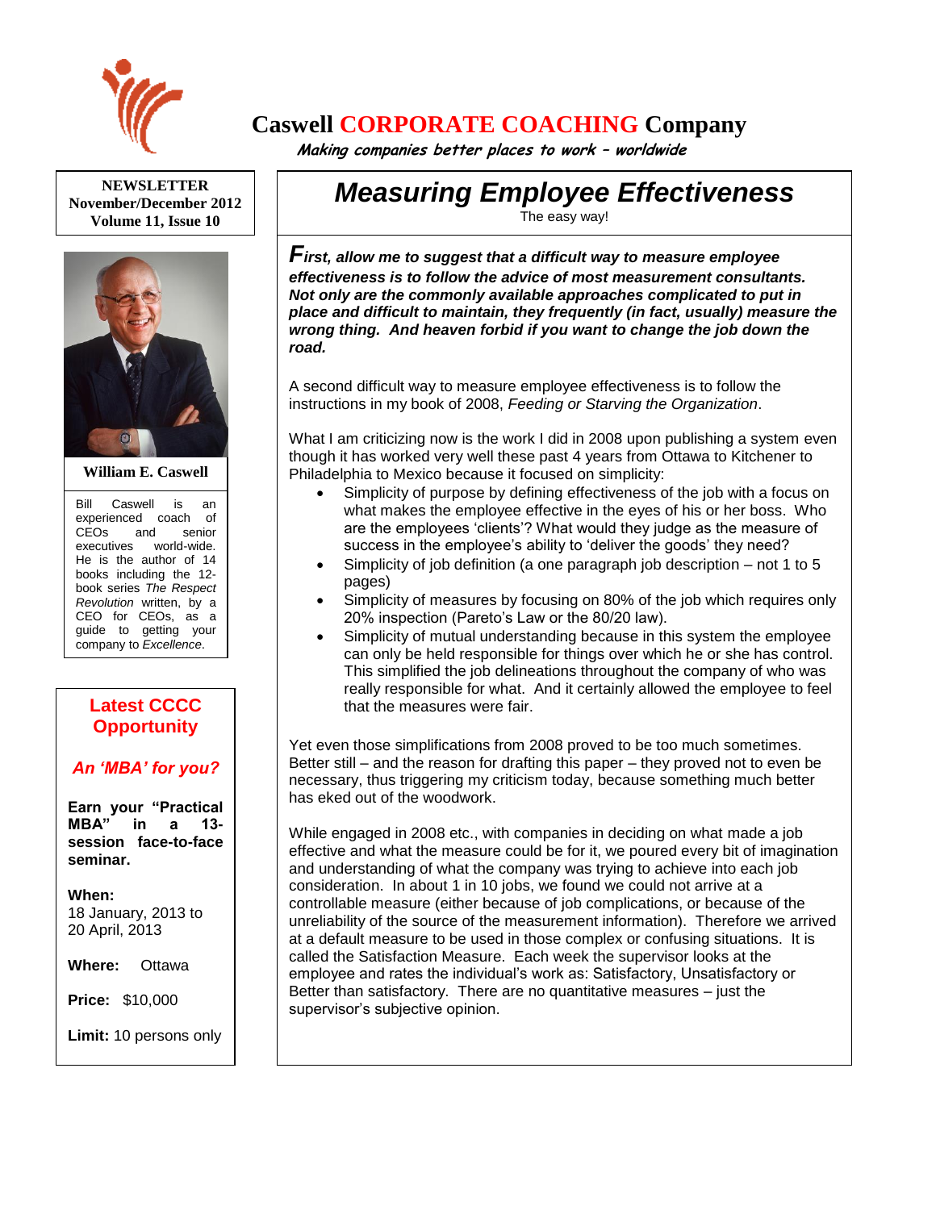# Caswell CORPORATE COACHING Company

*Making companies better places to work – worldwide*

**NEWSLETTER**
**November/December 2012**
**Volume 11, Issue 10**

**William E. Caswell**

Bill Caswell is an experienced coach of CEOs and senior executives world-wide. He is the author of 14 books including the 12-book series *The Respect Revolution* written, by a CEO for CEOs, as a guide to getting your company to *Excellence*.

## Latest CCCC Opportunity

### *An 'MBA' for you?*

**Earn your "Practical MBA" in a 13-session face-to-face seminar.**

**When:**
18 January, 2013 to 20 April, 2013

**Where:** Ottawa

**Price:** $10,000

**Limit:** 10 persons only

# *Measuring Employee Effectiveness*

The easy way!

***First, allow me to suggest that a difficult way to measure employee effectiveness is to follow the advice of most measurement consultants. Not only are the commonly available approaches complicated to put in place and difficult to maintain, they frequently (in fact, usually) measure the wrong thing. And heaven forbid if you want to change the job down the road.***

A second difficult way to measure employee effectiveness is to follow the instructions in my book of 2008, *Feeding or Starving the Organization*.

What I am criticizing now is the work I did in 2008 upon publishing a system even though it has worked very well these past 4 years from Ottawa to Kitchener to Philadelphia to Mexico because it focused on simplicity:

- Simplicity of purpose by defining effectiveness of the job with a focus on what makes the employee effective in the eyes of his or her boss. Who are the employees 'clients'? What would they judge as the measure of success in the employee's ability to 'deliver the goods' they need?
- Simplicity of job definition (a one paragraph job description – not 1 to 5 pages)
- Simplicity of measures by focusing on 80% of the job which requires only 20% inspection (Pareto's Law or the 80/20 law).
- Simplicity of mutual understanding because in this system the employee can only be held responsible for things over which he or she has control. This simplified the job delineations throughout the company of who was really responsible for what. And it certainly allowed the employee to feel that the measures were fair.

Yet even those simplifications from 2008 proved to be too much sometimes. Better still – and the reason for drafting this paper – they proved not to even be necessary, thus triggering my criticism today, because something much better has eked out of the woodwork.

While engaged in 2008 etc., with companies in deciding on what made a job effective and what the measure could be for it, we poured every bit of imagination and understanding of what the company was trying to achieve into each job consideration. In about 1 in 10 jobs, we found we could not arrive at a controllable measure (either because of job complications, or because of the unreliability of the source of the measurement information). Therefore we arrived at a default measure to be used in those complex or confusing situations. It is called the Satisfaction Measure. Each week the supervisor looks at the employee and rates the individual's work as: Satisfactory, Unsatisfactory or Better than satisfactory. There are no quantitative measures – just the supervisor's subjective opinion.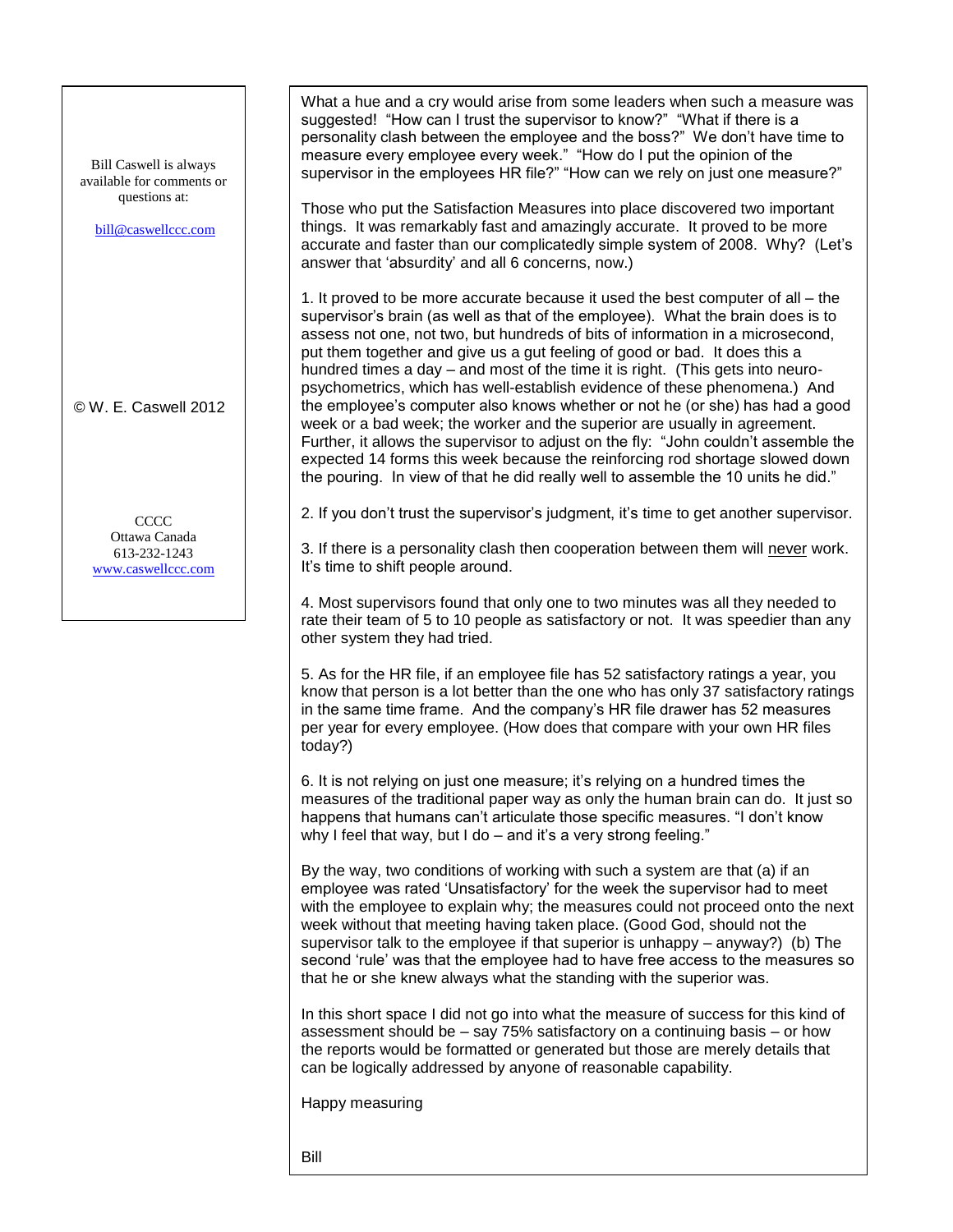Bill Caswell is always available for comments or questions at:

bill@caswellccc.com

© W. E. Caswell 2012

CCCC
Ottawa Canada
613-232-1243
www.caswellccc.com

What a hue and a cry would arise from some leaders when such a measure was suggested! "How can I trust the supervisor to know?" "What if there is a personality clash between the employee and the boss?" We don't have time to measure every employee every week." "How do I put the opinion of the supervisor in the employees HR file?" "How can we rely on just one measure?"

Those who put the Satisfaction Measures into place discovered two important things. It was remarkably fast and amazingly accurate. It proved to be more accurate and faster than our complicatedly simple system of 2008. Why? (Let's answer that 'absurdity' and all 6 concerns, now.)

1. It proved to be more accurate because it used the best computer of all – the supervisor's brain (as well as that of the employee). What the brain does is to assess not one, not two, but hundreds of bits of information in a microsecond, put them together and give us a gut feeling of good or bad. It does this a hundred times a day – and most of the time it is right. (This gets into neuro-psychometrics, which has well-establish evidence of these phenomena.) And the employee's computer also knows whether or not he (or she) has had a good week or a bad week; the worker and the superior are usually in agreement. Further, it allows the supervisor to adjust on the fly: "John couldn't assemble the expected 14 forms this week because the reinforcing rod shortage slowed down the pouring. In view of that he did really well to assemble the 10 units he did."

2. If you don't trust the supervisor's judgment, it's time to get another supervisor.

3. If there is a personality clash then cooperation between them will <u>never</u> work. It's time to shift people around.

4. Most supervisors found that only one to two minutes was all they needed to rate their team of 5 to 10 people as satisfactory or not. It was speedier than any other system they had tried.

5. As for the HR file, if an employee file has 52 satisfactory ratings a year, you know that person is a lot better than the one who has only 37 satisfactory ratings in the same time frame. And the company's HR file drawer has 52 measures per year for every employee. (How does that compare with your own HR files today?)

6. It is not relying on just one measure; it's relying on a hundred times the measures of the traditional paper way as only the human brain can do. It just so happens that humans can't articulate those specific measures. "I don't know why I feel that way, but I do – and it's a very strong feeling."

By the way, two conditions of working with such a system are that (a) if an employee was rated 'Unsatisfactory' for the week the supervisor had to meet with the employee to explain why; the measures could not proceed onto the next week without that meeting having taken place. (Good God, should not the supervisor talk to the employee if that superior is unhappy – anyway?) (b) The second 'rule' was that the employee had to have free access to the measures so that he or she knew always what the standing with the superior was.

In this short space I did not go into what the measure of success for this kind of assessment should be – say 75% satisfactory on a continuing basis – or how the reports would be formatted or generated but those are merely details that can be logically addressed by anyone of reasonable capability.

Happy measuring

Bill